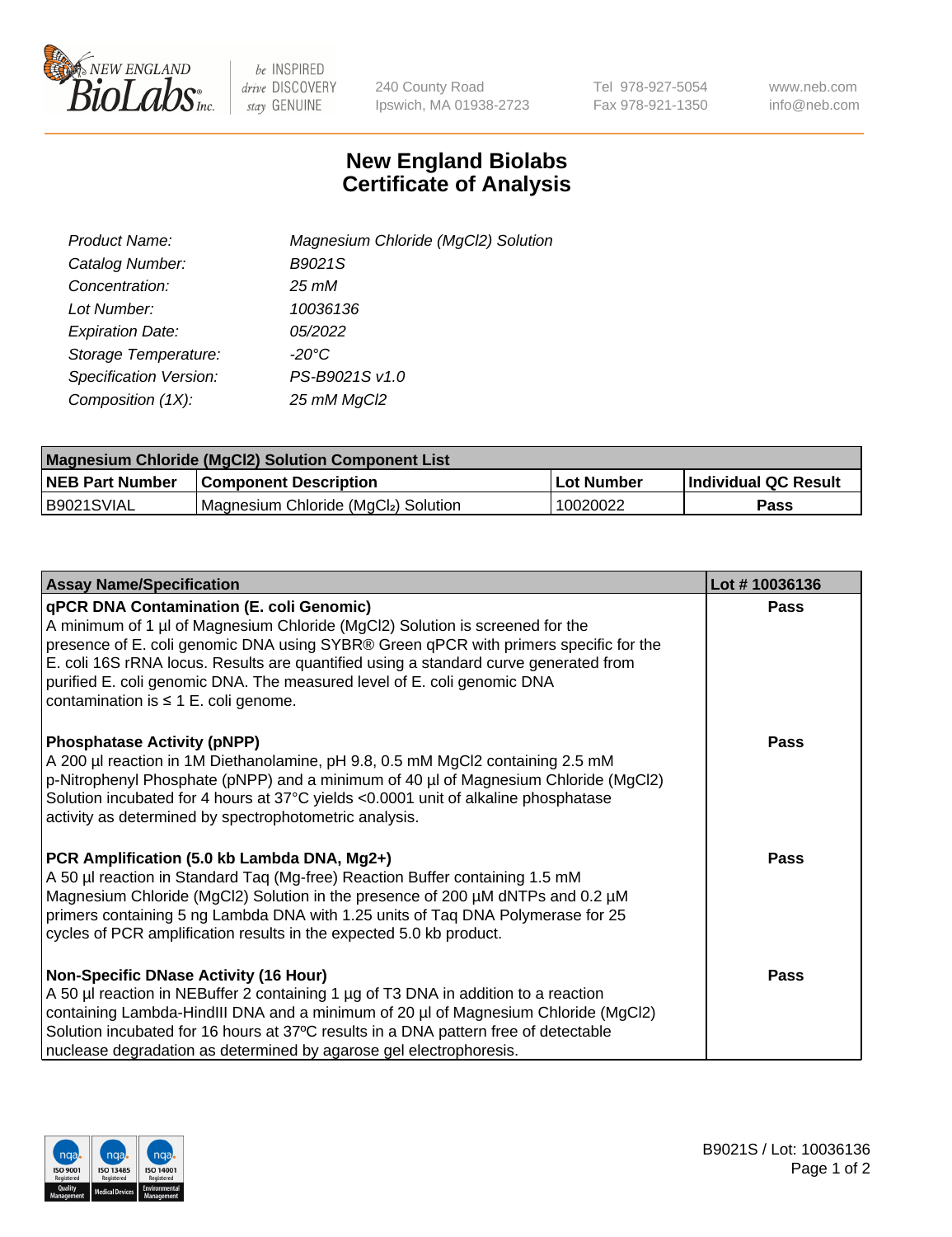New England BioLabs Inc. — be INSPIRED drive DISCOVERY stay GENUINE

240 County Road
Ipswich, MA 01938-2723

Tel 978-927-5054
Fax 978-921-1350

www.neb.com
info@neb.com

# New England Biolabs
# Certificate of Analysis

| | |
|---|---|
| *Product Name:* | *Magnesium Chloride (MgCl2) Solution* |
| *Catalog Number:* | *B9021S* |
| *Concentration:* | *25 mM* |
| *Lot Number:* | *10036136* |
| *Expiration Date:* | *05/2022* |
| *Storage Temperature:* | *-20°C* |
| *Specification Version:* | *PS-B9021S v1.0* |
| *Composition (1X):* | *25 mM MgCl2* |

| Magnesium Chloride (MgCl2) Solution Component List | | | |
|---|---|---|---|
| **NEB Part Number** | **Component Description** | **Lot Number** | **Individual QC Result** |
| B9021SVIAL | Magnesium Chloride ($MgCl_2$) Solution | 10020022 | **Pass** |

| Assay Name/Specification | Lot # 10036136 |
|---|---|
| **qPCR DNA Contamination (E. coli Genomic)**<br>A minimum of 1 µl of Magnesium Chloride (MgCl2) Solution is screened for the presence of E. coli genomic DNA using SYBR® Green qPCR with primers specific for the E. coli 16S rRNA locus. Results are quantified using a standard curve generated from purified E. coli genomic DNA. The measured level of E. coli genomic DNA contamination is ≤ 1 E. coli genome. | **Pass** |
| **Phosphatase Activity (pNPP)**<br>A 200 µl reaction in 1M Diethanolamine, pH 9.8, 0.5 mM MgCl2 containing 2.5 mM p-Nitrophenyl Phosphate (pNPP) and a minimum of 40 µl of Magnesium Chloride (MgCl2) Solution incubated for 4 hours at 37°C yields <0.0001 unit of alkaline phosphatase activity as determined by spectrophotometric analysis. | **Pass** |
| **PCR Amplification (5.0 kb Lambda DNA, Mg2+)**<br>A 50 µl reaction in Standard Taq (Mg-free) Reaction Buffer containing 1.5 mM Magnesium Chloride (MgCl2) Solution in the presence of 200 µM dNTPs and 0.2 µM primers containing 5 ng Lambda DNA with 1.25 units of Taq DNA Polymerase for 25 cycles of PCR amplification results in the expected 5.0 kb product. | **Pass** |
| **Non-Specific DNase Activity (16 Hour)**<br>A 50 µl reaction in NEBuffer 2 containing 1 µg of T3 DNA in addition to a reaction containing Lambda-HindIII DNA and a minimum of 20 µl of Magnesium Chloride (MgCl2) Solution incubated for 16 hours at 37ºC results in a DNA pattern free of detectable nuclease degradation as determined by agarose gel electrophoresis. | **Pass** |

ISO 9001 Registered Quality Management | ISO 13485 Registered Medical Devices | ISO 14001 Registered Environmental Management

B9021S / Lot: 10036136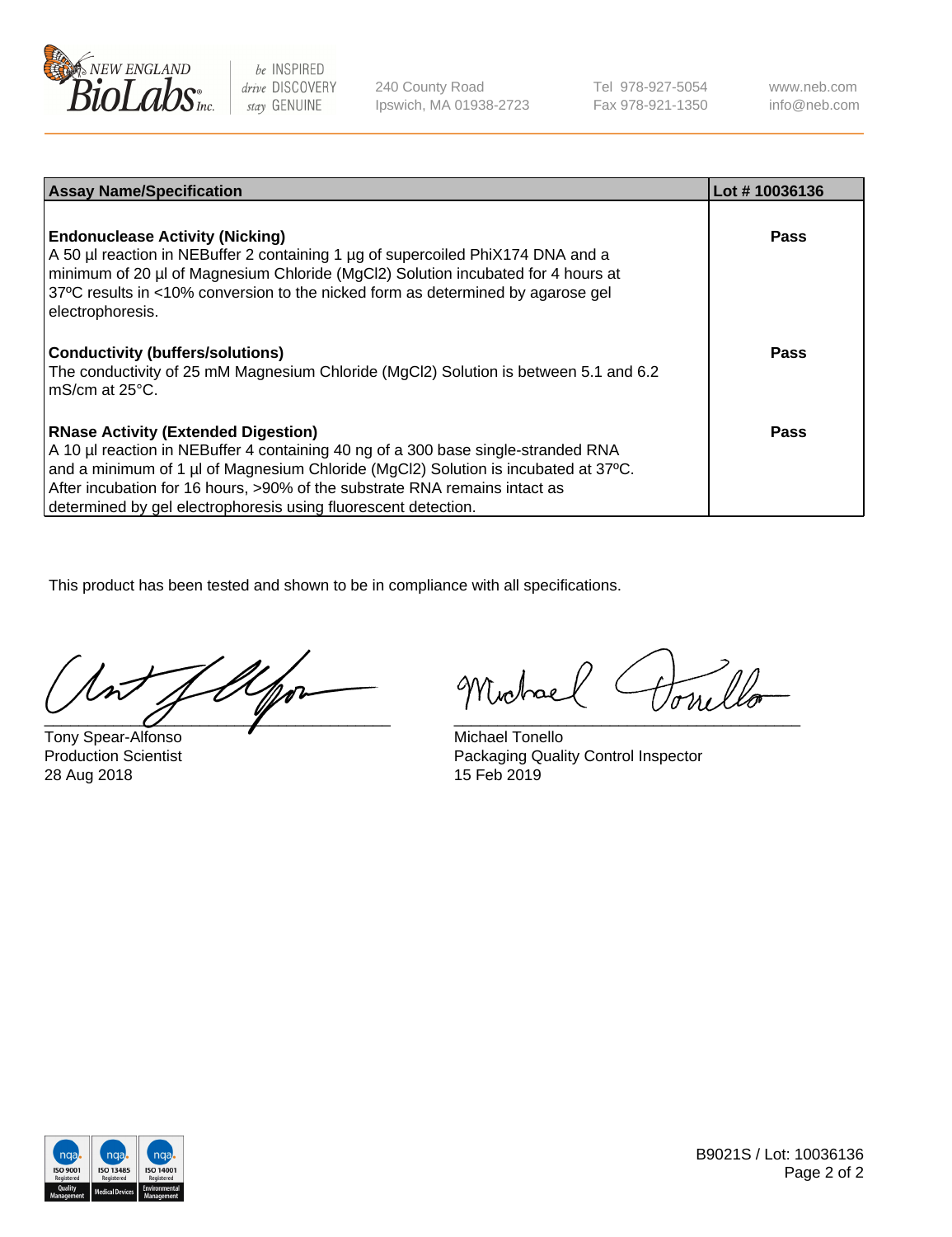NEW ENGLAND BioLabs Inc. — be INSPIRED drive DISCOVERY stay GENUINE

240 County Road
Ipswich, MA 01938-2723

Tel 978-927-5054
Fax 978-921-1350

www.neb.com
info@neb.com

| Assay Name/Specification | Lot # 10036136 |
|---|---|
| **Endonuclease Activity (Nicking)**<br>A 50 µl reaction in NEBuffer 2 containing 1 µg of supercoiled PhiX174 DNA and a minimum of 20 µl of Magnesium Chloride ($MgCl_2$) Solution incubated for 4 hours at 37ºC results in <10% conversion to the nicked form as determined by agarose gel electrophoresis. | **Pass** |
| **Conductivity (buffers/solutions)**<br>The conductivity of 25 mM Magnesium Chloride ($MgCl_2$) Solution is between 5.1 and 6.2 mS/cm at 25°C. | **Pass** |
| **RNase Activity (Extended Digestion)**<br>A 10 µl reaction in NEBuffer 4 containing 40 ng of a 300 base single-stranded RNA and a minimum of 1 µl of Magnesium Chloride ($MgCl_2$) Solution is incubated at 37ºC. After incubation for 16 hours, >90% of the substrate RNA remains intact as determined by gel electrophoresis using fluorescent detection. | **Pass** |

This product has been tested and shown to be in compliance with all specifications.

Tony Spear-Alfonso
Production Scientist
28 Aug 2018

Michael Tonello
Packaging Quality Control Inspector
15 Feb 2019

ISO 9001 Registered Quality Management | ISO 13485 Registered Medical Devices | ISO 14001 Registered Environmental Management

B9021S / Lot: 10036136